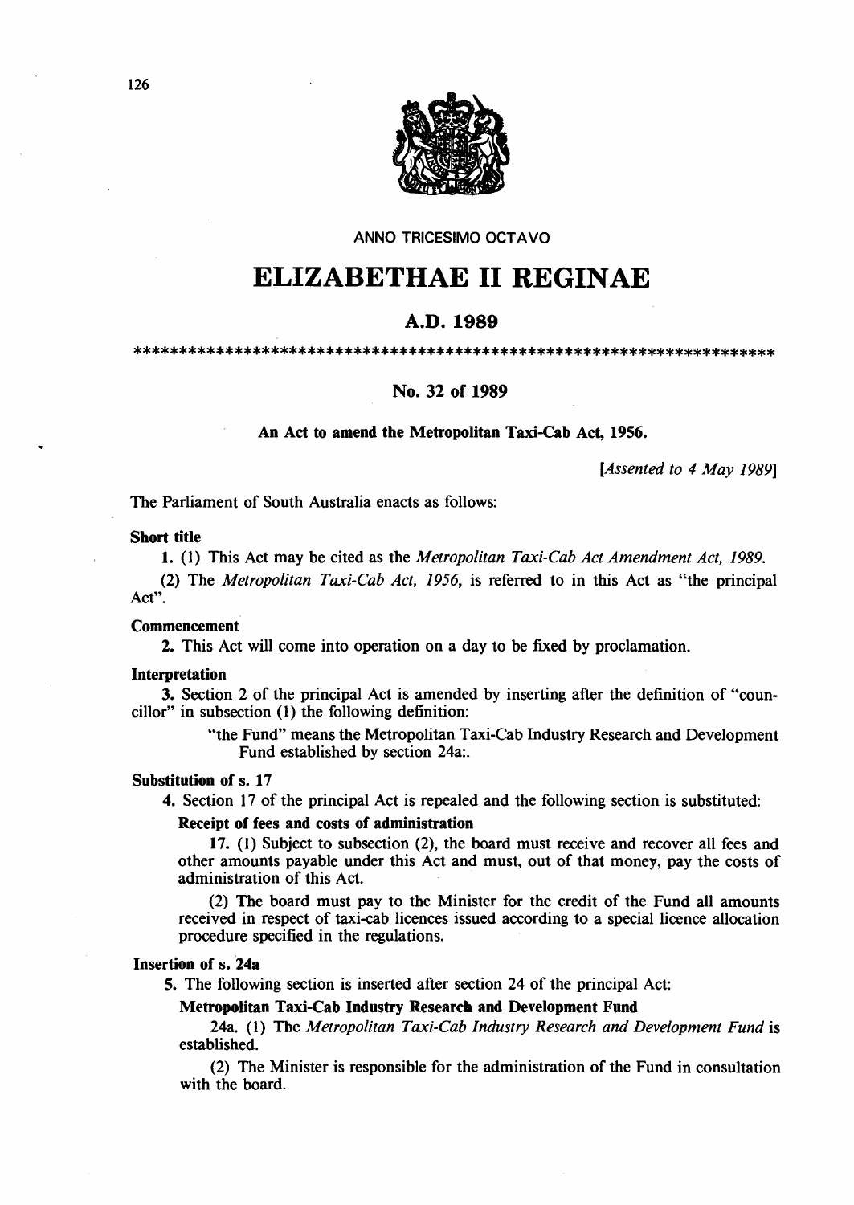ANNO TRICESIMO OCTAVO

# ELIZABETHAE II REGINAE

## A.D. 1989

\*\*\*\*\*\*\*\*\*\*\*\*\*\*\*\*\*\*\*\*\*\*\*\*\*\*\*\*\*\*\*\*\*\*\*\*\*\*\*\*\*\*\*\*\*\*\*\*\*\*\*\*\*\*\*\*\*\*\*\*\*\*\*\*\*\*\*\*\*\*\*\*

### No. 32 of 1989

**An Act to amend the Metropolitan Taxi-Cab Act, 1956.**

*[Assented to 4 May 1989]*

The Parliament of South Australia enacts as follows:

**Short title**

**1.** (1) This Act may be cited as the *Metropolitan Taxi-Cab Act Amendment Act, 1989.*

(2) The *Metropolitan Taxi-Cab Act, 1956,* is referred to in this Act as "the principal Act".

**Commencement**

**2.** This Act will come into operation on a day to be fixed by proclamation.

**Interpretation**

**3.** Section 2 of the principal Act is amended by inserting after the definition of "councillor" in subsection (1) the following definition:

> "the Fund" means the Metropolitan Taxi-Cab Industry Research and Development Fund established by section 24a:.

**Substitution of s. 17**

**4.** Section 17 of the principal Act is repealed and the following section is substituted:

**Receipt of fees and costs of administration**

**17.** (1) Subject to subsection (2), the board must receive and recover all fees and other amounts payable under this Act and must, out of that money, pay the costs of administration of this Act.

(2) The board must pay to the Minister for the credit of the Fund all amounts received in respect of taxi-cab licences issued according to a special licence allocation procedure specified in the regulations.

**Insertion of s. 24a**

**5.** The following section is inserted after section 24 of the principal Act:

**Metropolitan Taxi-Cab Industry Research and Development Fund**

24a. (1) The *Metropolitan Taxi-Cab Industry Research and Development Fund* is established.

(2) The Minister is responsible for the administration of the Fund in consultation with the board.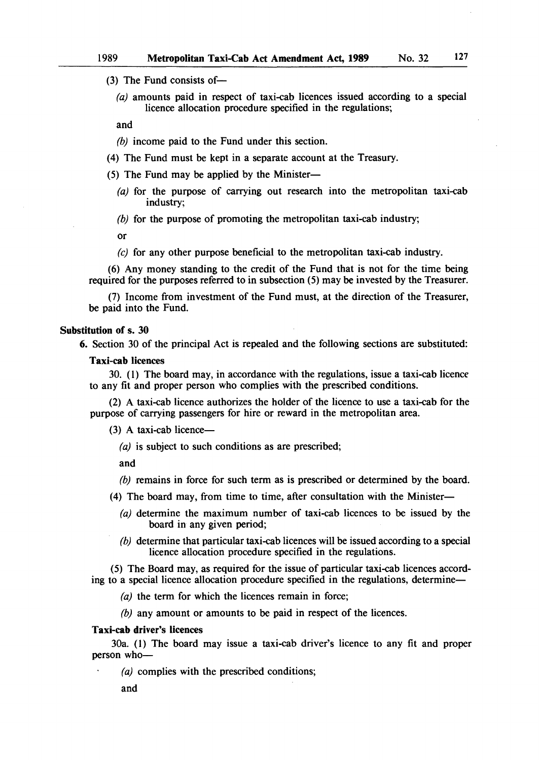(3) The Fund consists of—

*(a)* amounts paid in respect of taxi-cab licences issued according to a special licence allocation procedure specified in the regulations;

and

*(b)* income paid to the Fund under this section.

(4) The Fund must be kept in a separate account at the Treasury.

(5) The Fund may be applied by the Minister—

*(a)* for the purpose of carrying out research into the metropolitan taxi-cab industry;

*(b)* for the purpose of promoting the metropolitan taxi-cab industry;

or

*(c)* for any other purpose beneficial to the metropolitan taxi-cab industry.

(6) Any money standing to the credit of the Fund that is not for the time being required for the purposes referred to in subsection (5) may be invested by the Treasurer.

(7) Income from investment of the Fund must, at the direction of the Treasurer, be paid into the Fund.

**Substitution of s. 30**

**6.** Section 30 of the principal Act is repealed and the following sections are substituted:

**Taxi-cab licences**

30. (1) The board may, in accordance with the regulations, issue a taxi-cab licence to any fit and proper person who complies with the prescribed conditions.

(2) A taxi-cab licence authorizes the holder of the licence to use a taxi-cab for the purpose of carrying passengers for hire or reward in the metropolitan area.

(3) A taxi-cab licence—

*(a)* is subject to such conditions as are prescribed;

and

*(b)* remains in force for such term as is prescribed or determined by the board.

(4) The board may, from time to time, after consultation with the Minister—

*(a)* determine the maximum number of taxi-cab licences to be issued by the board in any given period;

*(b)* determine that particular taxi-cab licences will be issued according to a special licence allocation procedure specified in the regulations.

(5) The Board may, as required for the issue of particular taxi-cab licences according to a special licence allocation procedure specified in the regulations, determine—

*(a)* the term for which the licences remain in force;

*(b)* any amount or amounts to be paid in respect of the licences.

**Taxi-cab driver's licences**

30a. (1) The board may issue a taxi-cab driver's licence to any fit and proper person who—

*(a)* complies with the prescribed conditions;

and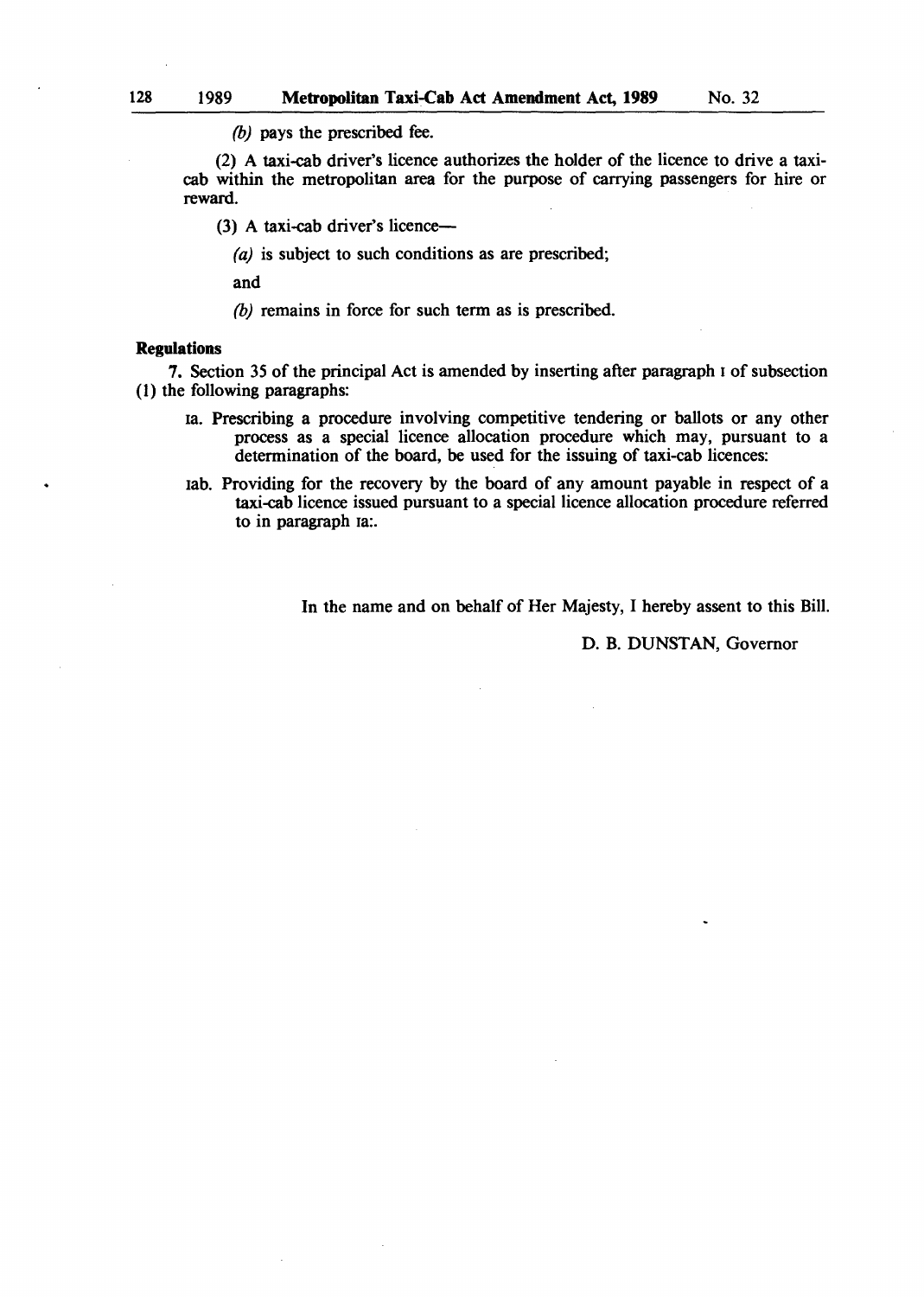(b) pays the prescribed fee.

(2) A taxi-cab driver's licence authorizes the holder of the licence to drive a taxi-cab within the metropolitan area for the purpose of carrying passengers for hire or reward.

(3) A taxi-cab driver's licence—

(a) is subject to such conditions as are prescribed;

and

(b) remains in force for such term as is prescribed.

**Regulations**

**7.** Section 35 of the principal Act is amended by inserting after paragraph I of subsection (1) the following paragraphs:

Ia. Prescribing a procedure involving competitive tendering or ballots or any other process as a special licence allocation procedure which may, pursuant to a determination of the board, be used for the issuing of taxi-cab licences:

Iab. Providing for the recovery by the board of any amount payable in respect of a taxi-cab licence issued pursuant to a special licence allocation procedure referred to in paragraph Ia:.

In the name and on behalf of Her Majesty, I hereby assent to this Bill.

D. B. DUNSTAN, Governor